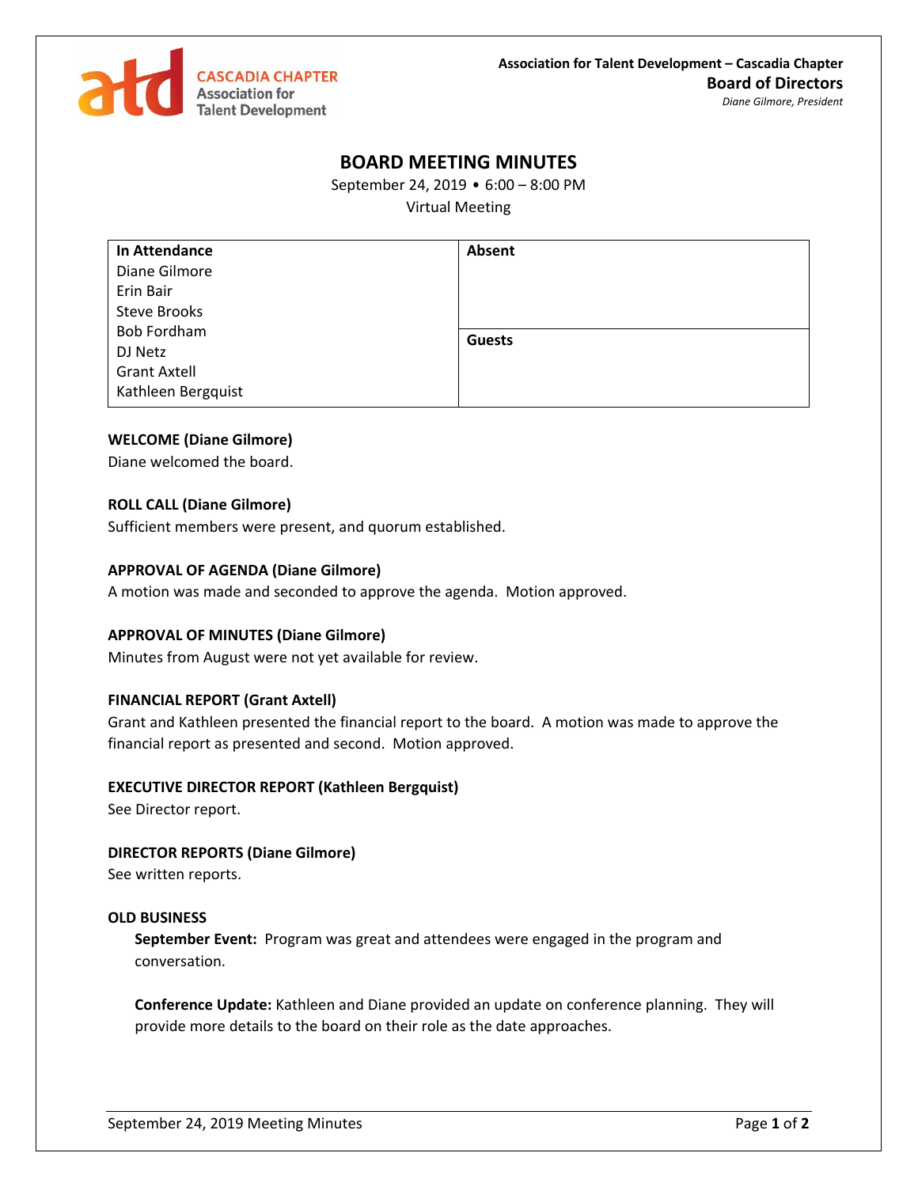CASCADIA CHAPTER
Association for Talent Development

**Association for Talent Development – Cascadia Chapter**
**Board of Directors**
*Diane Gilmore, President*

# BOARD MEETING MINUTES

September 24, 2019 • 6:00 – 8:00 PM
Virtual Meeting

| In Attendance | Absent |
|---|---|
| Diane Gilmore<br>Erin Bair<br>Steve Brooks<br>Bob Fordham<br>DJ Netz<br>Grant Axtell<br>Kathleen Bergquist | **Guests** |

**WELCOME (Diane Gilmore)**
Diane welcomed the board.

**ROLL CALL (Diane Gilmore)**
Sufficient members were present, and quorum established.

**APPROVAL OF AGENDA (Diane Gilmore)**
A motion was made and seconded to approve the agenda. Motion approved.

**APPROVAL OF MINUTES (Diane Gilmore)**
Minutes from August were not yet available for review.

**FINANCIAL REPORT (Grant Axtell)**
Grant and Kathleen presented the financial report to the board. A motion was made to approve the financial report as presented and second. Motion approved.

**EXECUTIVE DIRECTOR REPORT (Kathleen Bergquist)**
See Director report.

**DIRECTOR REPORTS (Diane Gilmore)**
See written reports.

**OLD BUSINESS**

**September Event:** Program was great and attendees were engaged in the program and conversation.

**Conference Update:** Kathleen and Diane provided an update on conference planning. They will provide more details to the board on their role as the date approaches.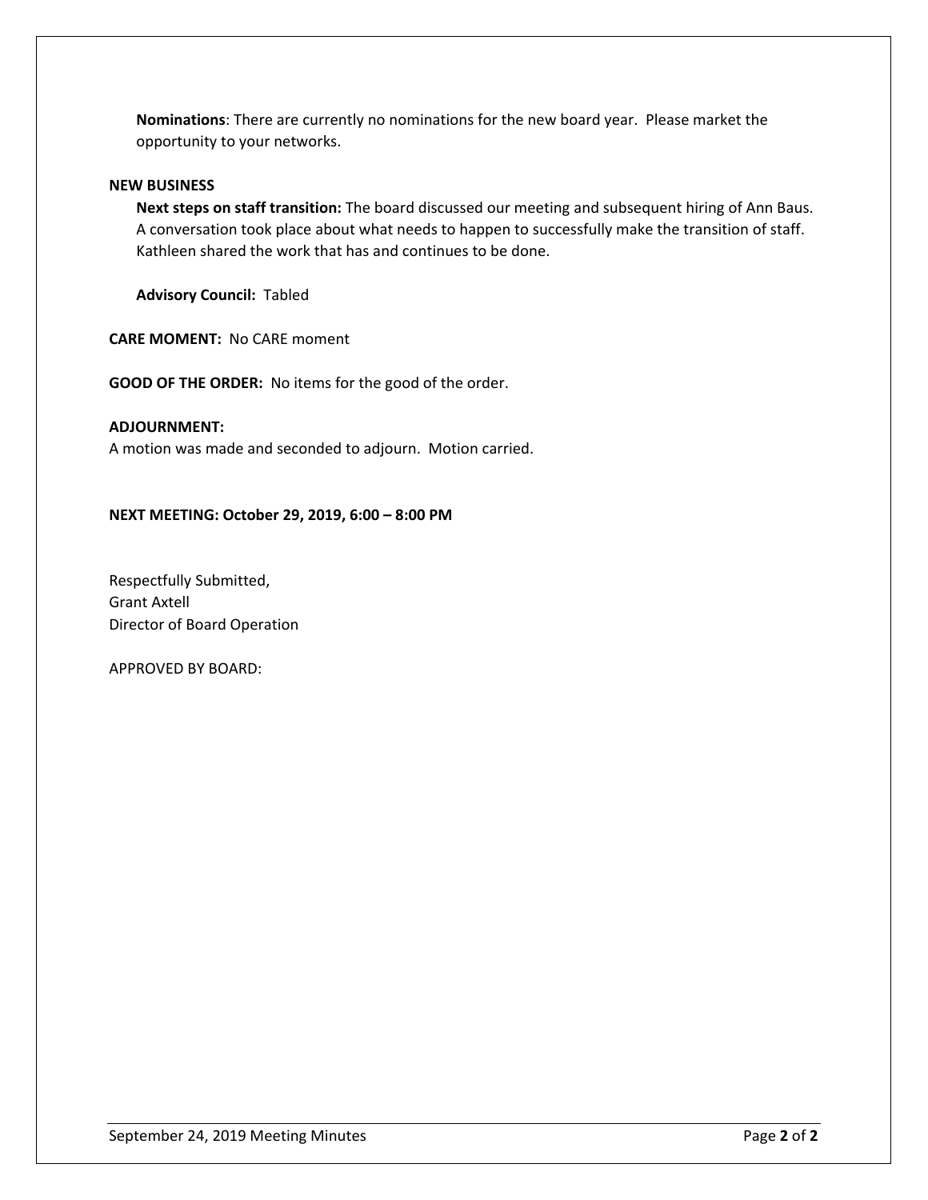**Nominations**: There are currently no nominations for the new board year. Please market the opportunity to your networks.

**NEW BUSINESS**

**Next steps on staff transition:** The board discussed our meeting and subsequent hiring of Ann Baus. A conversation took place about what needs to happen to successfully make the transition of staff. Kathleen shared the work that has and continues to be done.

**Advisory Council:** Tabled

**CARE MOMENT:** No CARE moment

**GOOD OF THE ORDER:** No items for the good of the order.

**ADJOURNMENT:**

A motion was made and seconded to adjourn. Motion carried.

**NEXT MEETING: October 29, 2019, 6:00 – 8:00 PM**

Respectfully Submitted,
Grant Axtell
Director of Board Operation

APPROVED BY BOARD: